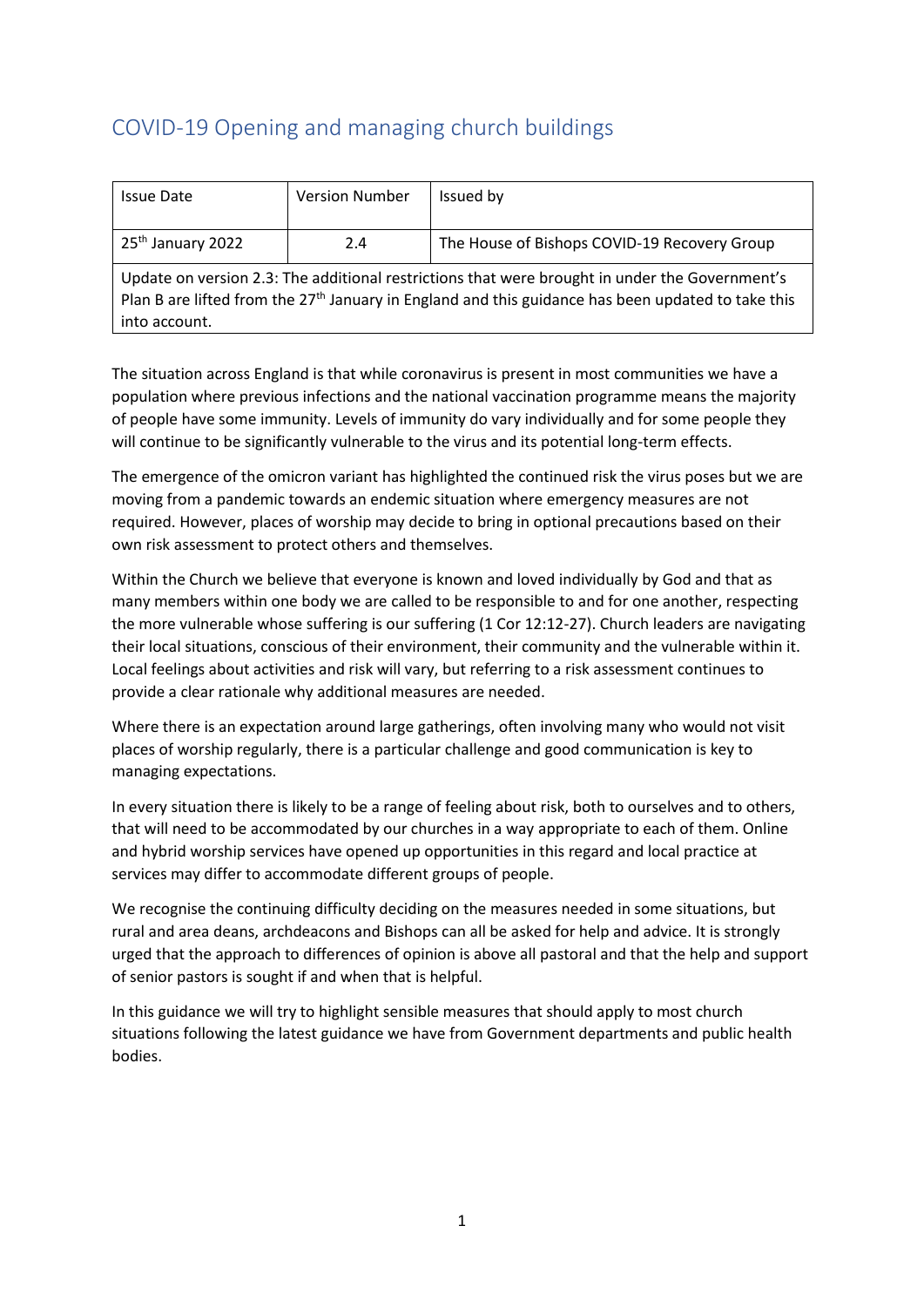# COVID-19 Opening and managing church buildings

| Issue Date | Version Number | Issued by |
| --- | --- | --- |
| 25th January 2022 | 2.4 | The House of Bishops COVID-19 Recovery Group |
| Update on version 2.3: The additional restrictions that were brought in under the Government's Plan B are lifted from the 27th January in England and this guidance has been updated to take this into account. | | |

The situation across England is that while coronavirus is present in most communities we have a population where previous infections and the national vaccination programme means the majority of people have some immunity. Levels of immunity do vary individually and for some people they will continue to be significantly vulnerable to the virus and its potential long-term effects.

The emergence of the omicron variant has highlighted the continued risk the virus poses but we are moving from a pandemic towards an endemic situation where emergency measures are not required. However, places of worship may decide to bring in optional precautions based on their own risk assessment to protect others and themselves.

Within the Church we believe that everyone is known and loved individually by God and that as many members within one body we are called to be responsible to and for one another, respecting the more vulnerable whose suffering is our suffering (1 Cor 12:12-27). Church leaders are navigating their local situations, conscious of their environment, their community and the vulnerable within it. Local feelings about activities and risk will vary, but referring to a risk assessment continues to provide a clear rationale why additional measures are needed.

Where there is an expectation around large gatherings, often involving many who would not visit places of worship regularly, there is a particular challenge and good communication is key to managing expectations.

In every situation there is likely to be a range of feeling about risk, both to ourselves and to others, that will need to be accommodated by our churches in a way appropriate to each of them. Online and hybrid worship services have opened up opportunities in this regard and local practice at services may differ to accommodate different groups of people.

We recognise the continuing difficulty deciding on the measures needed in some situations, but rural and area deans, archdeacons and Bishops can all be asked for help and advice. It is strongly urged that the approach to differences of opinion is above all pastoral and that the help and support of senior pastors is sought if and when that is helpful.

In this guidance we will try to highlight sensible measures that should apply to most church situations following the latest guidance we have from Government departments and public health bodies.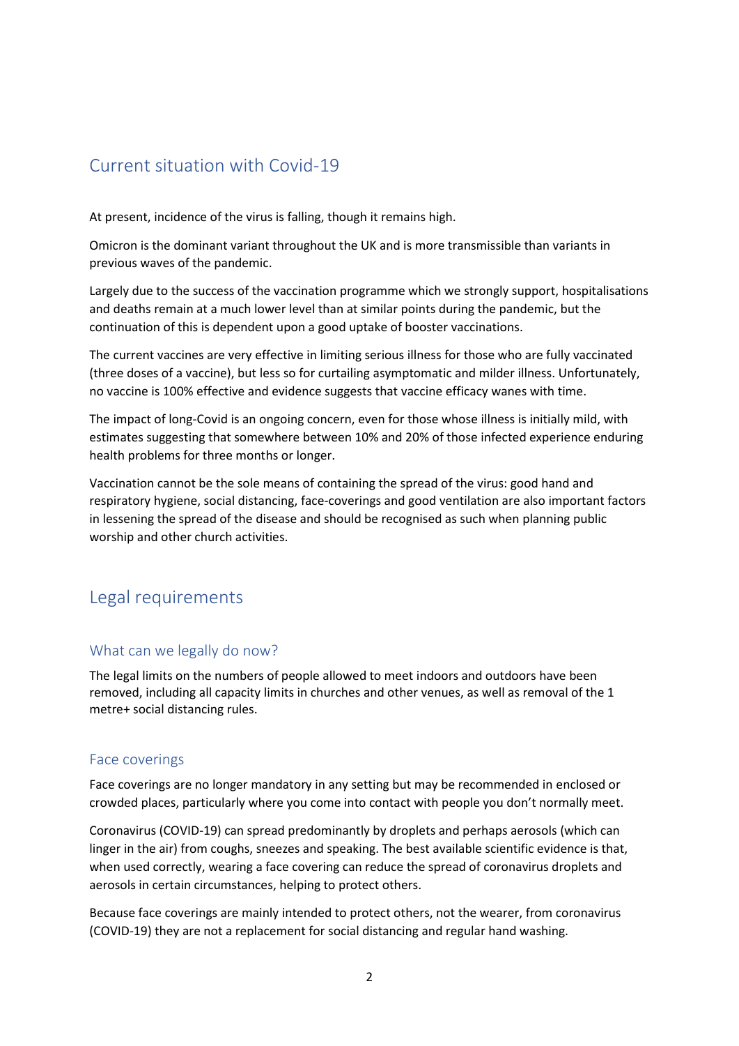## Current situation with Covid-19

At present, incidence of the virus is falling, though it remains high.

Omicron is the dominant variant throughout the UK and is more transmissible than variants in previous waves of the pandemic.

Largely due to the success of the vaccination programme which we strongly support, hospitalisations and deaths remain at a much lower level than at similar points during the pandemic, but the continuation of this is dependent upon a good uptake of booster vaccinations.

The current vaccines are very effective in limiting serious illness for those who are fully vaccinated (three doses of a vaccine), but less so for curtailing asymptomatic and milder illness. Unfortunately, no vaccine is 100% effective and evidence suggests that vaccine efficacy wanes with time.

The impact of long-Covid is an ongoing concern, even for those whose illness is initially mild, with estimates suggesting that somewhere between 10% and 20% of those infected experience enduring health problems for three months or longer.

Vaccination cannot be the sole means of containing the spread of the virus: good hand and respiratory hygiene, social distancing, face-coverings and good ventilation are also important factors in lessening the spread of the disease and should be recognised as such when planning public worship and other church activities.

## Legal requirements

### What can we legally do now?

The legal limits on the numbers of people allowed to meet indoors and outdoors have been removed, including all capacity limits in churches and other venues, as well as removal of the 1 metre+ social distancing rules.

### Face coverings

Face coverings are no longer mandatory in any setting but may be recommended in enclosed or crowded places, particularly where you come into contact with people you don't normally meet.

Coronavirus (COVID-19) can spread predominantly by droplets and perhaps aerosols (which can linger in the air) from coughs, sneezes and speaking. The best available scientific evidence is that, when used correctly, wearing a face covering can reduce the spread of coronavirus droplets and aerosols in certain circumstances, helping to protect others.

Because face coverings are mainly intended to protect others, not the wearer, from coronavirus (COVID-19) they are not a replacement for social distancing and regular hand washing.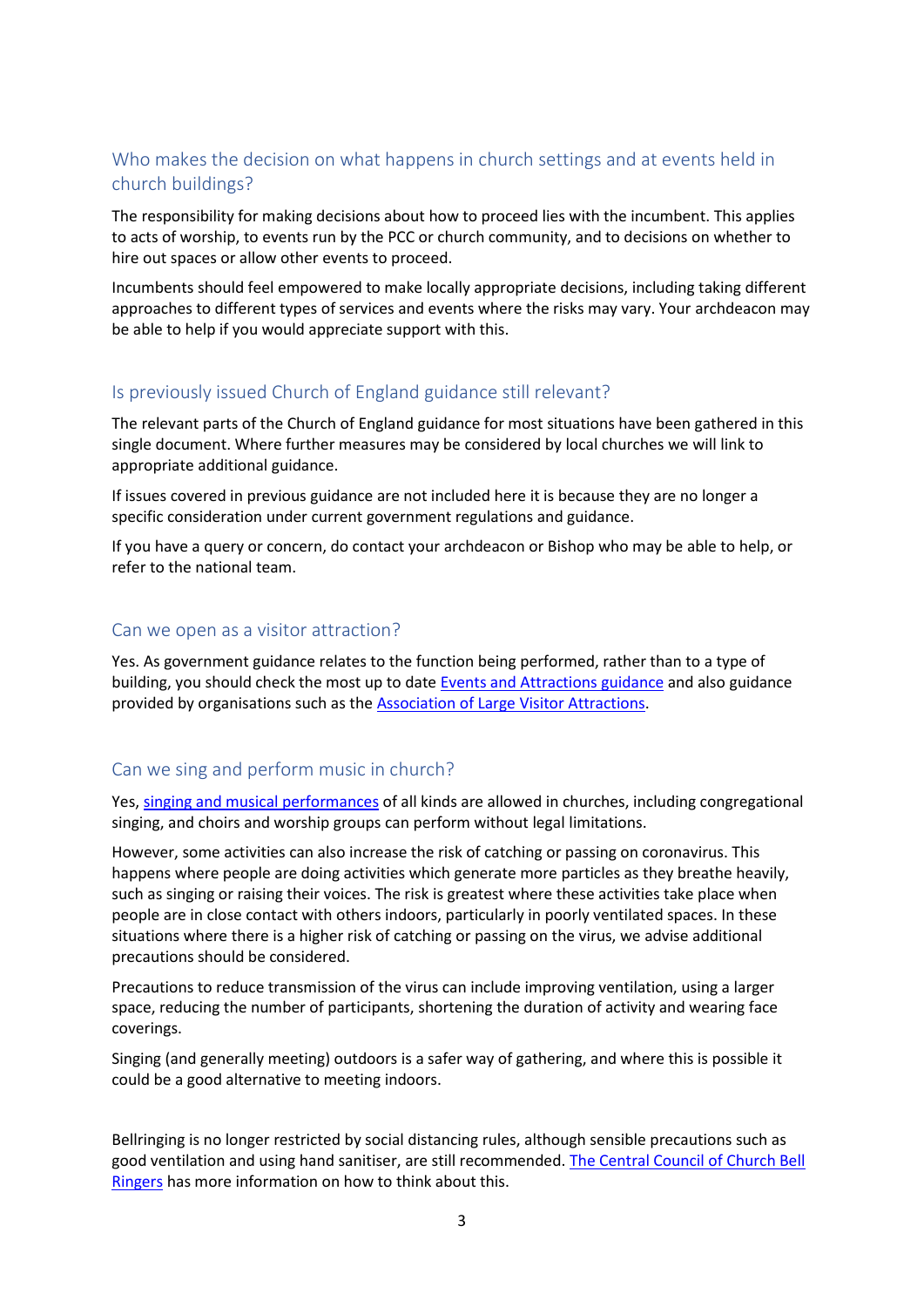## Who makes the decision on what happens in church settings and at events held in church buildings?

The responsibility for making decisions about how to proceed lies with the incumbent. This applies to acts of worship, to events run by the PCC or church community, and to decisions on whether to hire out spaces or allow other events to proceed.

Incumbents should feel empowered to make locally appropriate decisions, including taking different approaches to different types of services and events where the risks may vary. Your archdeacon may be able to help if you would appreciate support with this.

## Is previously issued Church of England guidance still relevant?

The relevant parts of the Church of England guidance for most situations have been gathered in this single document. Where further measures may be considered by local churches we will link to appropriate additional guidance.

If issues covered in previous guidance are not included here it is because they are no longer a specific consideration under current government regulations and guidance.

If you have a query or concern, do contact your archdeacon or Bishop who may be able to help, or refer to the national team.

## Can we open as a visitor attraction?

Yes. As government guidance relates to the function being performed, rather than to a type of building, you should check the most up to date Events and Attractions guidance and also guidance provided by organisations such as the Association of Large Visitor Attractions.

## Can we sing and perform music in church?

Yes, singing and musical performances of all kinds are allowed in churches, including congregational singing, and choirs and worship groups can perform without legal limitations.

However, some activities can also increase the risk of catching or passing on coronavirus. This happens where people are doing activities which generate more particles as they breathe heavily, such as singing or raising their voices. The risk is greatest where these activities take place when people are in close contact with others indoors, particularly in poorly ventilated spaces. In these situations where there is a higher risk of catching or passing on the virus, we advise additional precautions should be considered.

Precautions to reduce transmission of the virus can include improving ventilation, using a larger space, reducing the number of participants, shortening the duration of activity and wearing face coverings.

Singing (and generally meeting) outdoors is a safer way of gathering, and where this is possible it could be a good alternative to meeting indoors.

Bellringing is no longer restricted by social distancing rules, although sensible precautions such as good ventilation and using hand sanitiser, are still recommended. The Central Council of Church Bell Ringers has more information on how to think about this.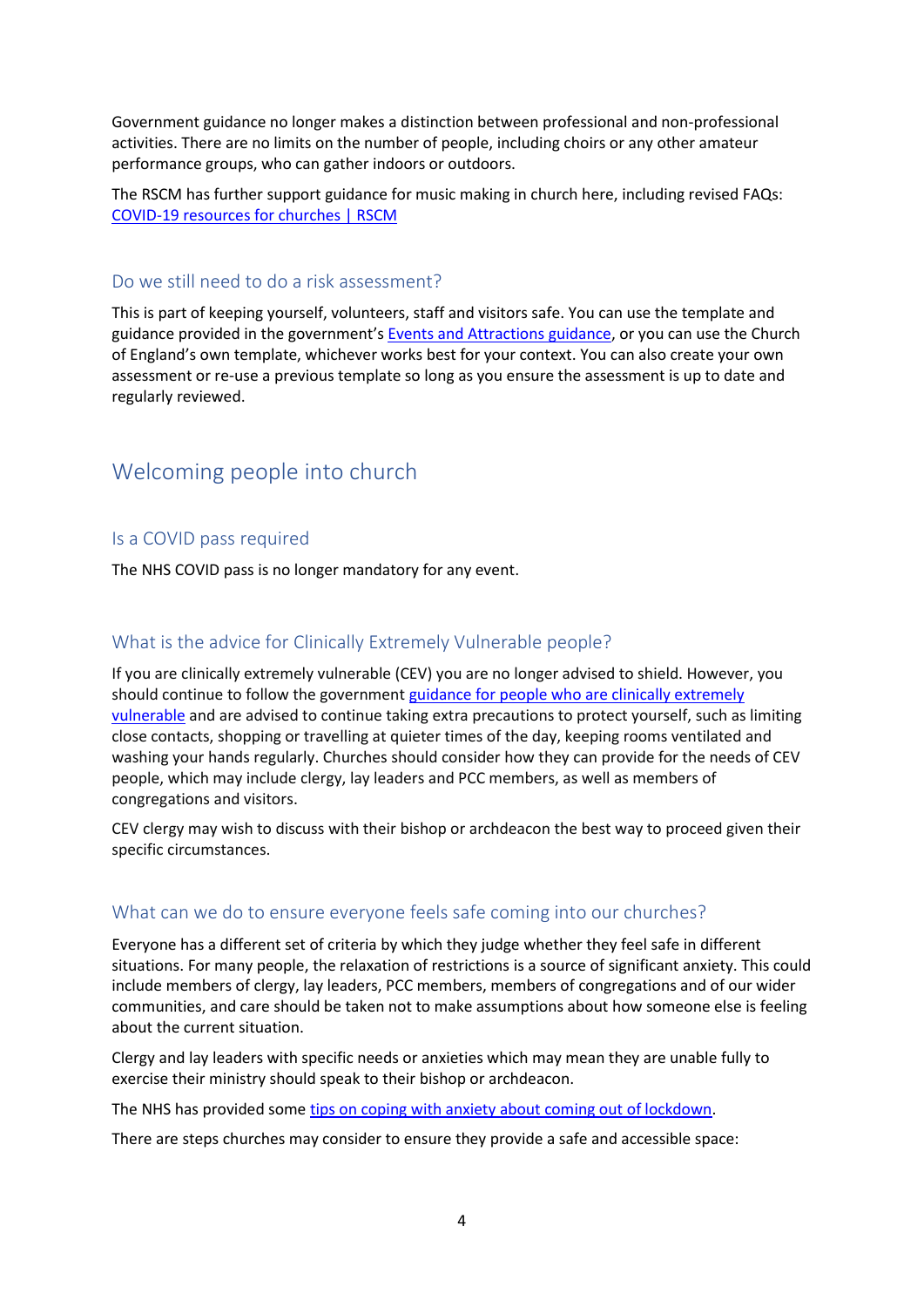Government guidance no longer makes a distinction between professional and non-professional activities. There are no limits on the number of people, including choirs or any other amateur performance groups, who can gather indoors or outdoors.

The RSCM has further support guidance for music making in church here, including revised FAQs: [COVID-19 resources for churches | RSCM]

### Do we still need to do a risk assessment?

This is part of keeping yourself, volunteers, staff and visitors safe. You can use the template and guidance provided in the government's [Events and Attractions guidance], or you can use the Church of England's own template, whichever works best for your context. You can also create your own assessment or re-use a previous template so long as you ensure the assessment is up to date and regularly reviewed.

## Welcoming people into church

### Is a COVID pass required

The NHS COVID pass is no longer mandatory for any event.

### What is the advice for Clinically Extremely Vulnerable people?

If you are clinically extremely vulnerable (CEV) you are no longer advised to shield. However, you should continue to follow the government [guidance for people who are clinically extremely vulnerable] and are advised to continue taking extra precautions to protect yourself, such as limiting close contacts, shopping or travelling at quieter times of the day, keeping rooms ventilated and washing your hands regularly. Churches should consider how they can provide for the needs of CEV people, which may include clergy, lay leaders and PCC members, as well as members of congregations and visitors.

CEV clergy may wish to discuss with their bishop or archdeacon the best way to proceed given their specific circumstances.

### What can we do to ensure everyone feels safe coming into our churches?

Everyone has a different set of criteria by which they judge whether they feel safe in different situations. For many people, the relaxation of restrictions is a source of significant anxiety. This could include members of clergy, lay leaders, PCC members, members of congregations and of our wider communities, and care should be taken not to make assumptions about how someone else is feeling about the current situation.

Clergy and lay leaders with specific needs or anxieties which may mean they are unable fully to exercise their ministry should speak to their bishop or archdeacon.

The NHS has provided some [tips on coping with anxiety about coming out of lockdown].

There are steps churches may consider to ensure they provide a safe and accessible space: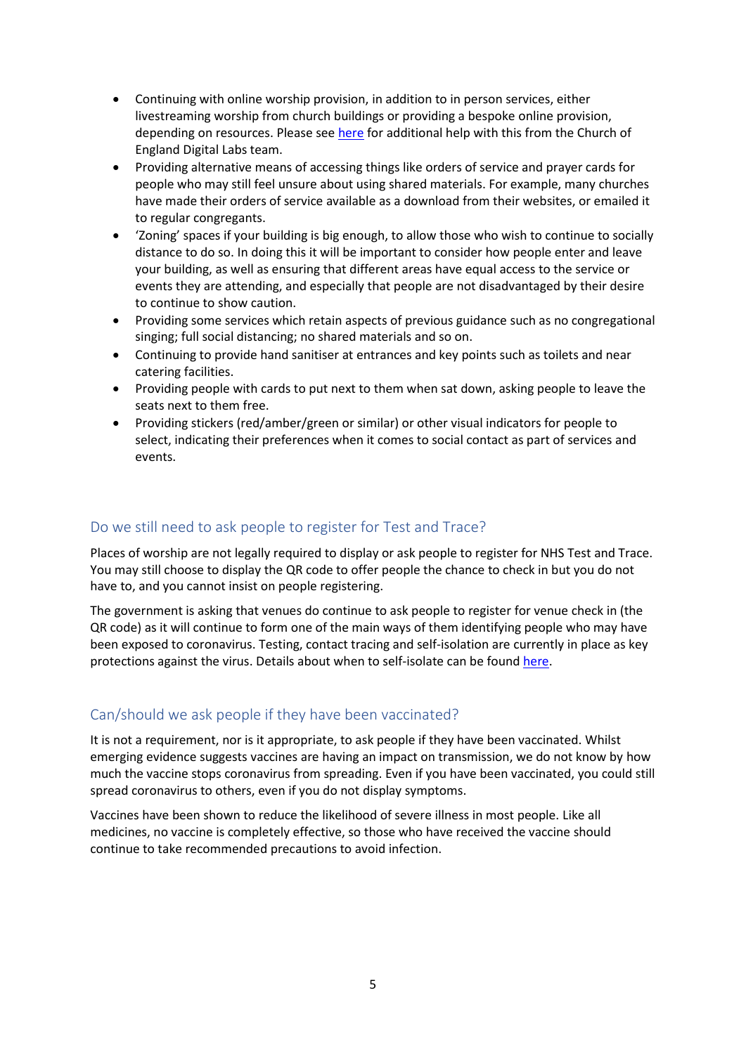- Continuing with online worship provision, in addition to in person services, either livestreaming worship from church buildings or providing a bespoke online provision, depending on resources. Please see here for additional help with this from the Church of England Digital Labs team.
- Providing alternative means of accessing things like orders of service and prayer cards for people who may still feel unsure about using shared materials. For example, many churches have made their orders of service available as a download from their websites, or emailed it to regular congregants.
- 'Zoning' spaces if your building is big enough, to allow those who wish to continue to socially distance to do so. In doing this it will be important to consider how people enter and leave your building, as well as ensuring that different areas have equal access to the service or events they are attending, and especially that people are not disadvantaged by their desire to continue to show caution.
- Providing some services which retain aspects of previous guidance such as no congregational singing; full social distancing; no shared materials and so on.
- Continuing to provide hand sanitiser at entrances and key points such as toilets and near catering facilities.
- Providing people with cards to put next to them when sat down, asking people to leave the seats next to them free.
- Providing stickers (red/amber/green or similar) or other visual indicators for people to select, indicating their preferences when it comes to social contact as part of services and events.

## Do we still need to ask people to register for Test and Trace?

Places of worship are not legally required to display or ask people to register for NHS Test and Trace. You may still choose to display the QR code to offer people the chance to check in but you do not have to, and you cannot insist on people registering.

The government is asking that venues do continue to ask people to register for venue check in (the QR code) as it will continue to form one of the main ways of them identifying people who may have been exposed to coronavirus. Testing, contact tracing and self-isolation are currently in place as key protections against the virus. Details about when to self-isolate can be found here.

## Can/should we ask people if they have been vaccinated?

It is not a requirement, nor is it appropriate, to ask people if they have been vaccinated. Whilst emerging evidence suggests vaccines are having an impact on transmission, we do not know by how much the vaccine stops coronavirus from spreading. Even if you have been vaccinated, you could still spread coronavirus to others, even if you do not display symptoms.

Vaccines have been shown to reduce the likelihood of severe illness in most people. Like all medicines, no vaccine is completely effective, so those who have received the vaccine should continue to take recommended precautions to avoid infection.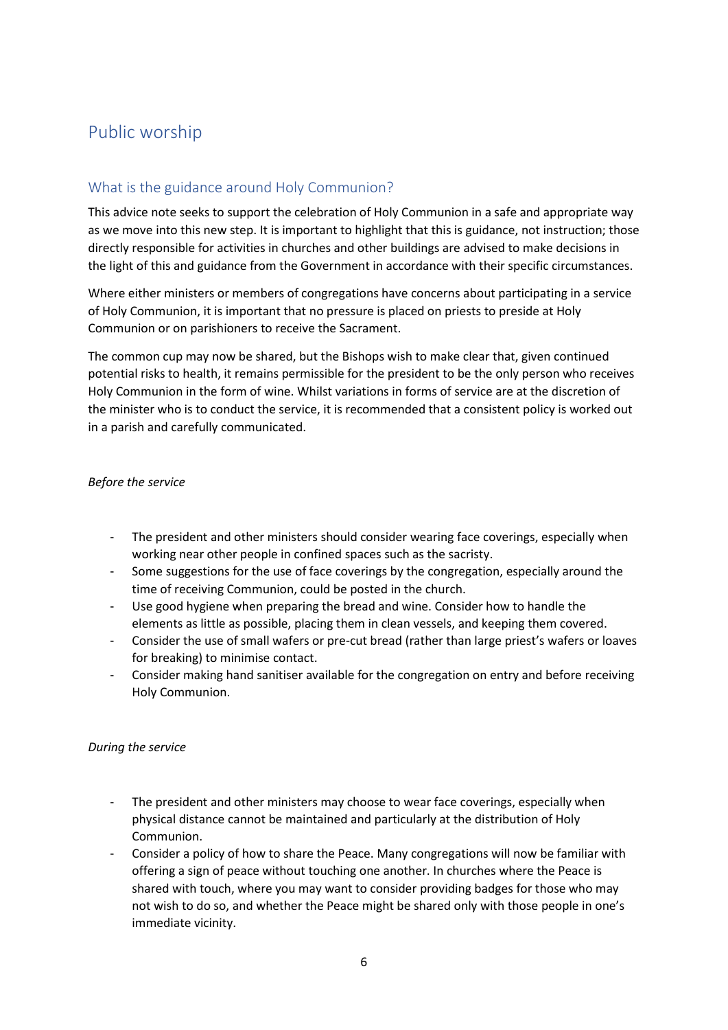# Public worship

## What is the guidance around Holy Communion?

This advice note seeks to support the celebration of Holy Communion in a safe and appropriate way as we move into this new step. It is important to highlight that this is guidance, not instruction; those directly responsible for activities in churches and other buildings are advised to make decisions in the light of this and guidance from the Government in accordance with their specific circumstances.

Where either ministers or members of congregations have concerns about participating in a service of Holy Communion, it is important that no pressure is placed on priests to preside at Holy Communion or on parishioners to receive the Sacrament.

The common cup may now be shared, but the Bishops wish to make clear that, given continued potential risks to health, it remains permissible for the president to be the only person who receives Holy Communion in the form of wine. Whilst variations in forms of service are at the discretion of the minister who is to conduct the service, it is recommended that a consistent policy is worked out in a parish and carefully communicated.

*Before the service*

- The president and other ministers should consider wearing face coverings, especially when working near other people in confined spaces such as the sacristy.
- Some suggestions for the use of face coverings by the congregation, especially around the time of receiving Communion, could be posted in the church.
- Use good hygiene when preparing the bread and wine. Consider how to handle the elements as little as possible, placing them in clean vessels, and keeping them covered.
- Consider the use of small wafers or pre-cut bread (rather than large priest's wafers or loaves for breaking) to minimise contact.
- Consider making hand sanitiser available for the congregation on entry and before receiving Holy Communion.

*During the service*

- The president and other ministers may choose to wear face coverings, especially when physical distance cannot be maintained and particularly at the distribution of Holy Communion.
- Consider a policy of how to share the Peace. Many congregations will now be familiar with offering a sign of peace without touching one another. In churches where the Peace is shared with touch, where you may want to consider providing badges for those who may not wish to do so, and whether the Peace might be shared only with those people in one's immediate vicinity.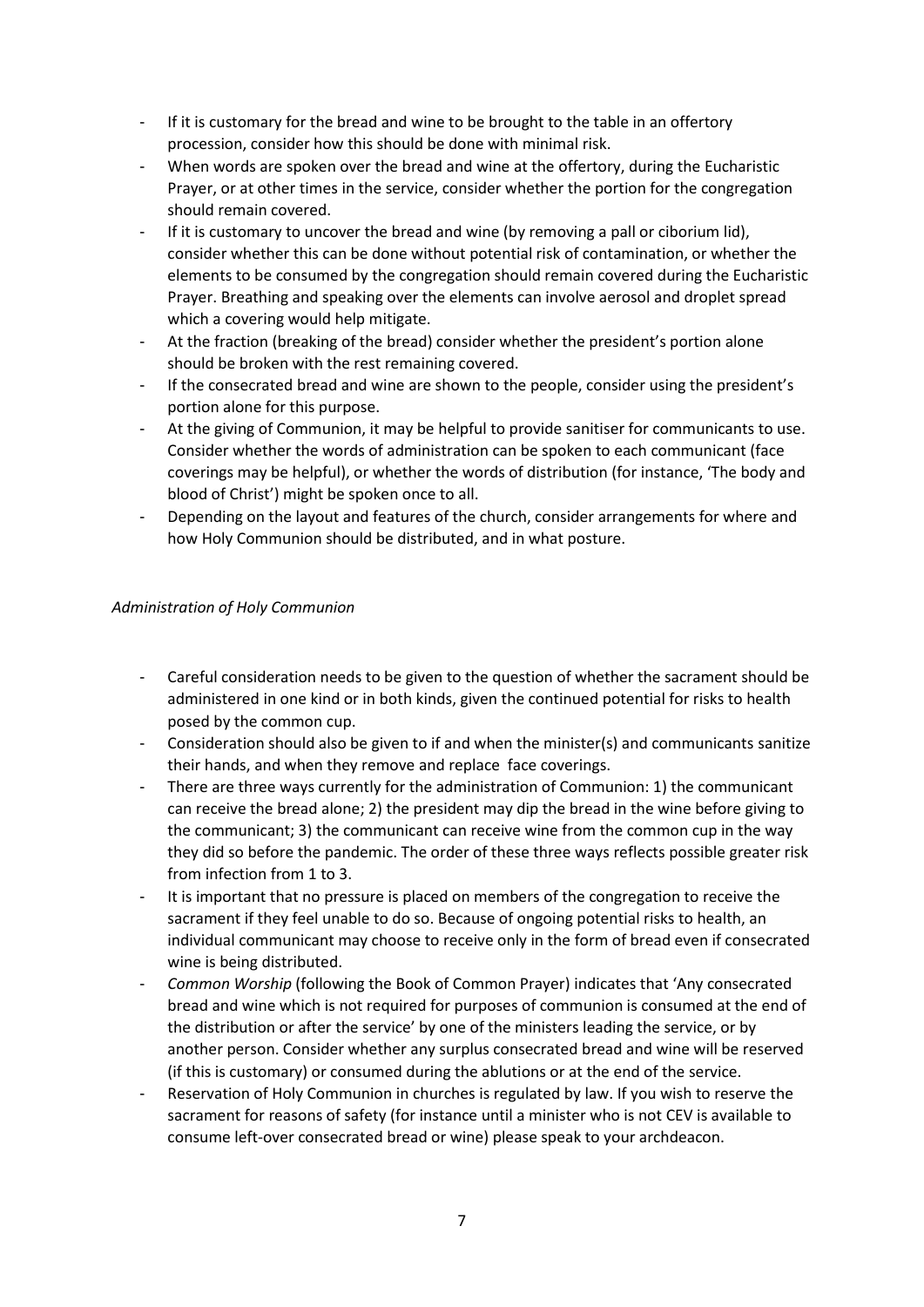- If it is customary for the bread and wine to be brought to the table in an offertory procession, consider how this should be done with minimal risk.
- When words are spoken over the bread and wine at the offertory, during the Eucharistic Prayer, or at other times in the service, consider whether the portion for the congregation should remain covered.
- If it is customary to uncover the bread and wine (by removing a pall or ciborium lid), consider whether this can be done without potential risk of contamination, or whether the elements to be consumed by the congregation should remain covered during the Eucharistic Prayer. Breathing and speaking over the elements can involve aerosol and droplet spread which a covering would help mitigate.
- At the fraction (breaking of the bread) consider whether the president's portion alone should be broken with the rest remaining covered.
- If the consecrated bread and wine are shown to the people, consider using the president's portion alone for this purpose.
- At the giving of Communion, it may be helpful to provide sanitiser for communicants to use. Consider whether the words of administration can be spoken to each communicant (face coverings may be helpful), or whether the words of distribution (for instance, 'The body and blood of Christ') might be spoken once to all.
- Depending on the layout and features of the church, consider arrangements for where and how Holy Communion should be distributed, and in what posture.

*Administration of Holy Communion*

- Careful consideration needs to be given to the question of whether the sacrament should be administered in one kind or in both kinds, given the continued potential for risks to health posed by the common cup.
- Consideration should also be given to if and when the minister(s) and communicants sanitize their hands, and when they remove and replace face coverings.
- There are three ways currently for the administration of Communion: 1) the communicant can receive the bread alone; 2) the president may dip the bread in the wine before giving to the communicant; 3) the communicant can receive wine from the common cup in the way they did so before the pandemic. The order of these three ways reflects possible greater risk from infection from 1 to 3.
- It is important that no pressure is placed on members of the congregation to receive the sacrament if they feel unable to do so. Because of ongoing potential risks to health, an individual communicant may choose to receive only in the form of bread even if consecrated wine is being distributed.
- *Common Worship* (following the Book of Common Prayer) indicates that 'Any consecrated bread and wine which is not required for purposes of communion is consumed at the end of the distribution or after the service' by one of the ministers leading the service, or by another person. Consider whether any surplus consecrated bread and wine will be reserved (if this is customary) or consumed during the ablutions or at the end of the service.
- Reservation of Holy Communion in churches is regulated by law. If you wish to reserve the sacrament for reasons of safety (for instance until a minister who is not CEV is available to consume left-over consecrated bread or wine) please speak to your archdeacon.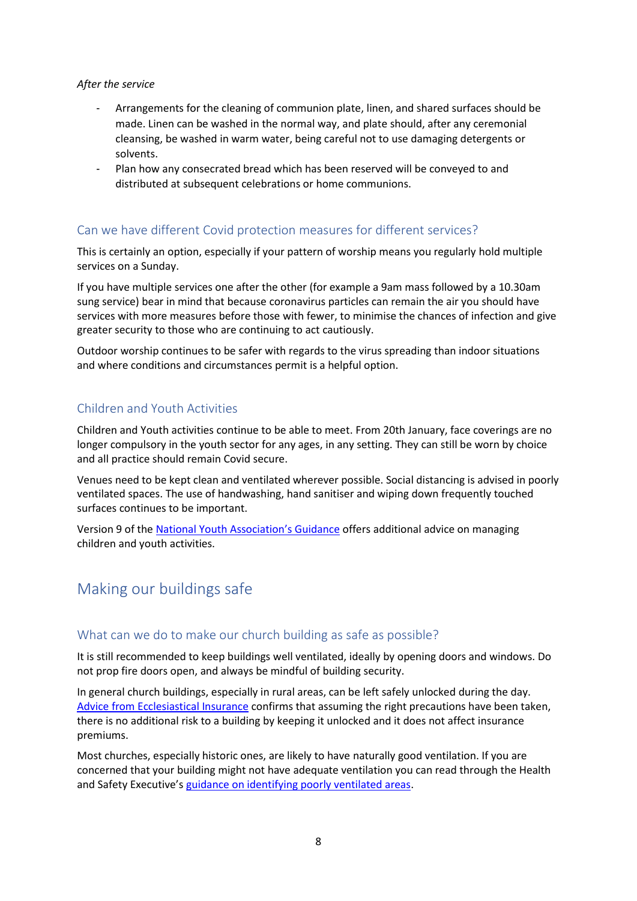*After the service*

- Arrangements for the cleaning of communion plate, linen, and shared surfaces should be made. Linen can be washed in the normal way, and plate should, after any ceremonial cleansing, be washed in warm water, being careful not to use damaging detergents or solvents.
- Plan how any consecrated bread which has been reserved will be conveyed to and distributed at subsequent celebrations or home communions.

### Can we have different Covid protection measures for different services?

This is certainly an option, especially if your pattern of worship means you regularly hold multiple services on a Sunday.

If you have multiple services one after the other (for example a 9am mass followed by a 10.30am sung service) bear in mind that because coronavirus particles can remain the air you should have services with more measures before those with fewer, to minimise the chances of infection and give greater security to those who are continuing to act cautiously.

Outdoor worship continues to be safer with regards to the virus spreading than indoor situations and where conditions and circumstances permit is a helpful option.

### Children and Youth Activities

Children and Youth activities continue to be able to meet. From 20th January, face coverings are no longer compulsory in the youth sector for any ages, in any setting. They can still be worn by choice and all practice should remain Covid secure.

Venues need to be kept clean and ventilated wherever possible. Social distancing is advised in poorly ventilated spaces. The use of handwashing, hand sanitiser and wiping down frequently touched surfaces continues to be important.

Version 9 of the National Youth Association's Guidance offers additional advice on managing children and youth activities.

## Making our buildings safe

### What can we do to make our church building as safe as possible?

It is still recommended to keep buildings well ventilated, ideally by opening doors and windows. Do not prop fire doors open, and always be mindful of building security.

In general church buildings, especially in rural areas, can be left safely unlocked during the day. Advice from Ecclesiastical Insurance confirms that assuming the right precautions have been taken, there is no additional risk to a building by keeping it unlocked and it does not affect insurance premiums.

Most churches, especially historic ones, are likely to have naturally good ventilation. If you are concerned that your building might not have adequate ventilation you can read through the Health and Safety Executive's guidance on identifying poorly ventilated areas.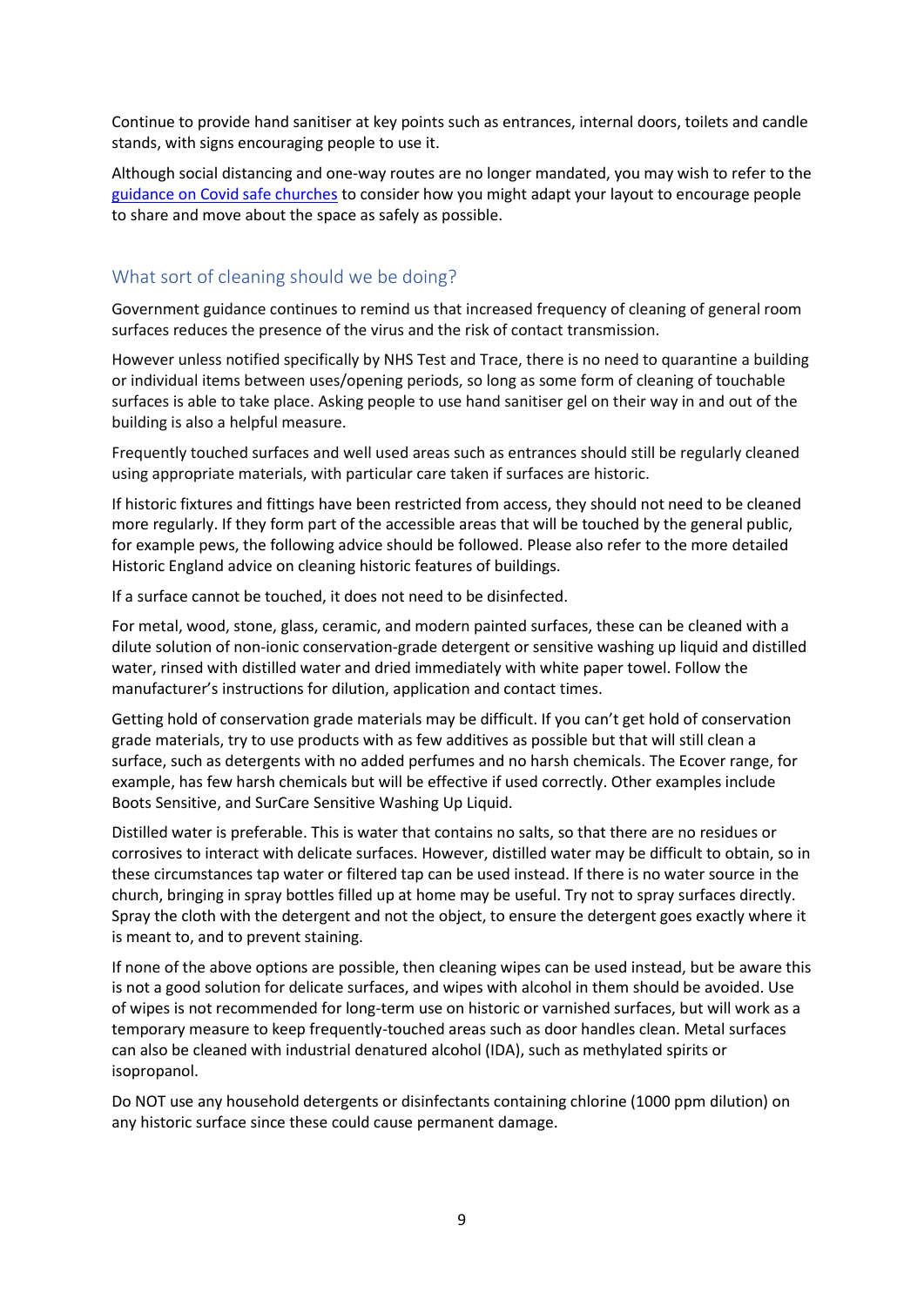Continue to provide hand sanitiser at key points such as entrances, internal doors, toilets and candle stands, with signs encouraging people to use it.

Although social distancing and one-way routes are no longer mandated, you may wish to refer to the guidance on Covid safe churches to consider how you might adapt your layout to encourage people to share and move about the space as safely as possible.

## What sort of cleaning should we be doing?

Government guidance continues to remind us that increased frequency of cleaning of general room surfaces reduces the presence of the virus and the risk of contact transmission.

However unless notified specifically by NHS Test and Trace, there is no need to quarantine a building or individual items between uses/opening periods, so long as some form of cleaning of touchable surfaces is able to take place. Asking people to use hand sanitiser gel on their way in and out of the building is also a helpful measure.

Frequently touched surfaces and well used areas such as entrances should still be regularly cleaned using appropriate materials, with particular care taken if surfaces are historic.

If historic fixtures and fittings have been restricted from access, they should not need to be cleaned more regularly. If they form part of the accessible areas that will be touched by the general public, for example pews, the following advice should be followed. Please also refer to the more detailed Historic England advice on cleaning historic features of buildings.

If a surface cannot be touched, it does not need to be disinfected.

For metal, wood, stone, glass, ceramic, and modern painted surfaces, these can be cleaned with a dilute solution of non-ionic conservation-grade detergent or sensitive washing up liquid and distilled water, rinsed with distilled water and dried immediately with white paper towel. Follow the manufacturer's instructions for dilution, application and contact times.

Getting hold of conservation grade materials may be difficult. If you can't get hold of conservation grade materials, try to use products with as few additives as possible but that will still clean a surface, such as detergents with no added perfumes and no harsh chemicals. The Ecover range, for example, has few harsh chemicals but will be effective if used correctly. Other examples include Boots Sensitive, and SurCare Sensitive Washing Up Liquid.

Distilled water is preferable. This is water that contains no salts, so that there are no residues or corrosives to interact with delicate surfaces. However, distilled water may be difficult to obtain, so in these circumstances tap water or filtered tap can be used instead. If there is no water source in the church, bringing in spray bottles filled up at home may be useful. Try not to spray surfaces directly. Spray the cloth with the detergent and not the object, to ensure the detergent goes exactly where it is meant to, and to prevent staining.

If none of the above options are possible, then cleaning wipes can be used instead, but be aware this is not a good solution for delicate surfaces, and wipes with alcohol in them should be avoided. Use of wipes is not recommended for long-term use on historic or varnished surfaces, but will work as a temporary measure to keep frequently-touched areas such as door handles clean. Metal surfaces can also be cleaned with industrial denatured alcohol (IDA), such as methylated spirits or isopropanol.

Do NOT use any household detergents or disinfectants containing chlorine (1000 ppm dilution) on any historic surface since these could cause permanent damage.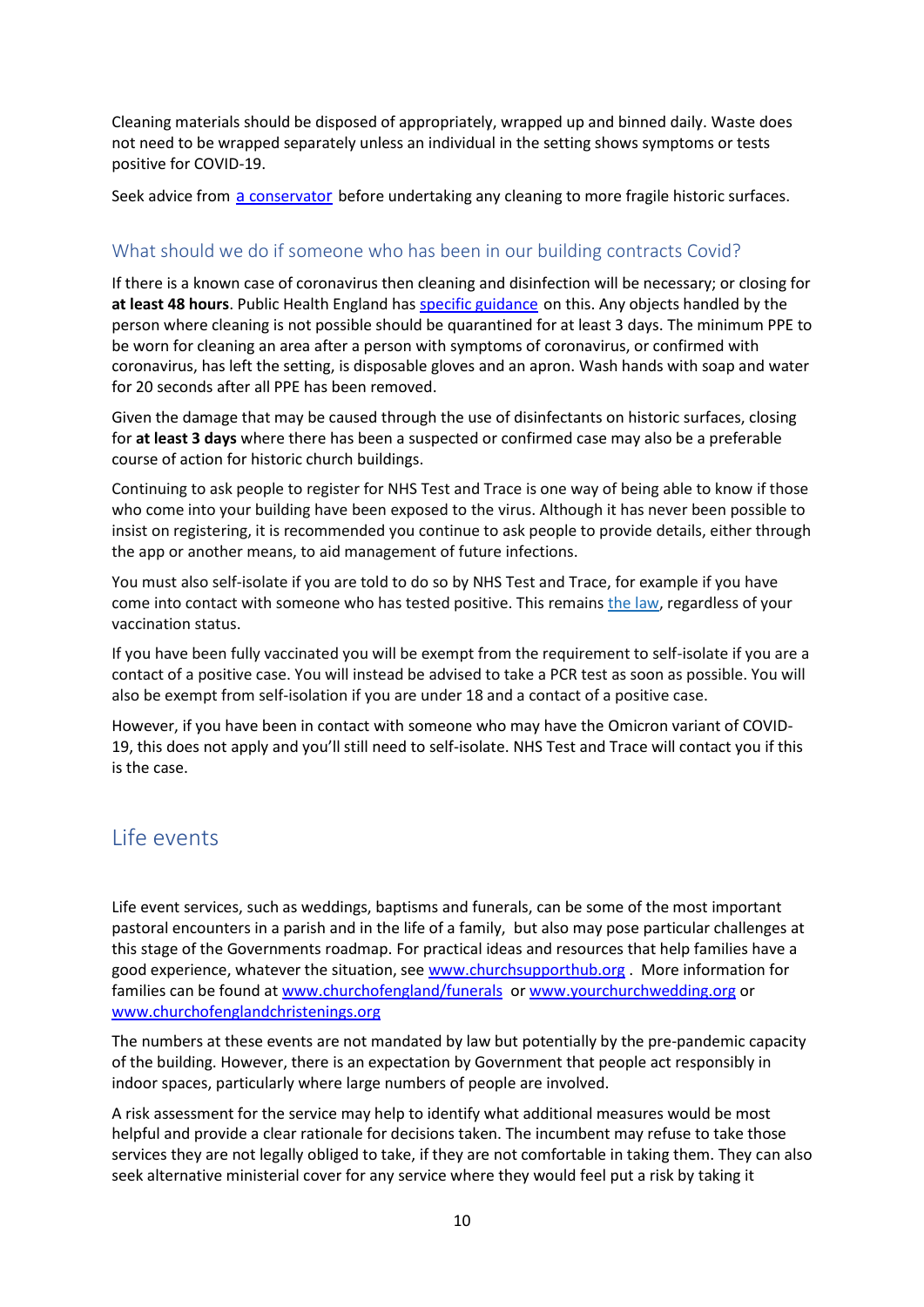Cleaning materials should be disposed of appropriately, wrapped up and binned daily. Waste does not need to be wrapped separately unless an individual in the setting shows symptoms or tests positive for COVID-19.

Seek advice from a conservator before undertaking any cleaning to more fragile historic surfaces.

### What should we do if someone who has been in our building contracts Covid?

If there is a known case of coronavirus then cleaning and disinfection will be necessary; or closing for **at least 48 hours**. Public Health England has specific guidance on this. Any objects handled by the person where cleaning is not possible should be quarantined for at least 3 days. The minimum PPE to be worn for cleaning an area after a person with symptoms of coronavirus, or confirmed with coronavirus, has left the setting, is disposable gloves and an apron. Wash hands with soap and water for 20 seconds after all PPE has been removed.

Given the damage that may be caused through the use of disinfectants on historic surfaces, closing for **at least 3 days** where there has been a suspected or confirmed case may also be a preferable course of action for historic church buildings.

Continuing to ask people to register for NHS Test and Trace is one way of being able to know if those who come into your building have been exposed to the virus. Although it has never been possible to insist on registering, it is recommended you continue to ask people to provide details, either through the app or another means, to aid management of future infections.

You must also self-isolate if you are told to do so by NHS Test and Trace, for example if you have come into contact with someone who has tested positive. This remains the law, regardless of your vaccination status.

If you have been fully vaccinated you will be exempt from the requirement to self-isolate if you are a contact of a positive case. You will instead be advised to take a PCR test as soon as possible. You will also be exempt from self-isolation if you are under 18 and a contact of a positive case.

However, if you have been in contact with someone who may have the Omicron variant of COVID-19, this does not apply and you'll still need to self-isolate. NHS Test and Trace will contact you if this is the case.

## Life events

Life event services, such as weddings, baptisms and funerals, can be some of the most important pastoral encounters in a parish and in the life of a family, but also may pose particular challenges at this stage of the Governments roadmap. For practical ideas and resources that help families have a good experience, whatever the situation, see www.churchsupporthub.org . More information for families can be found at www.churchofengland/funerals or www.yourchurchwedding.org or www.churchofenglandchristenings.org

The numbers at these events are not mandated by law but potentially by the pre-pandemic capacity of the building. However, there is an expectation by Government that people act responsibly in indoor spaces, particularly where large numbers of people are involved.

A risk assessment for the service may help to identify what additional measures would be most helpful and provide a clear rationale for decisions taken. The incumbent may refuse to take those services they are not legally obliged to take, if they are not comfortable in taking them. They can also seek alternative ministerial cover for any service where they would feel put a risk by taking it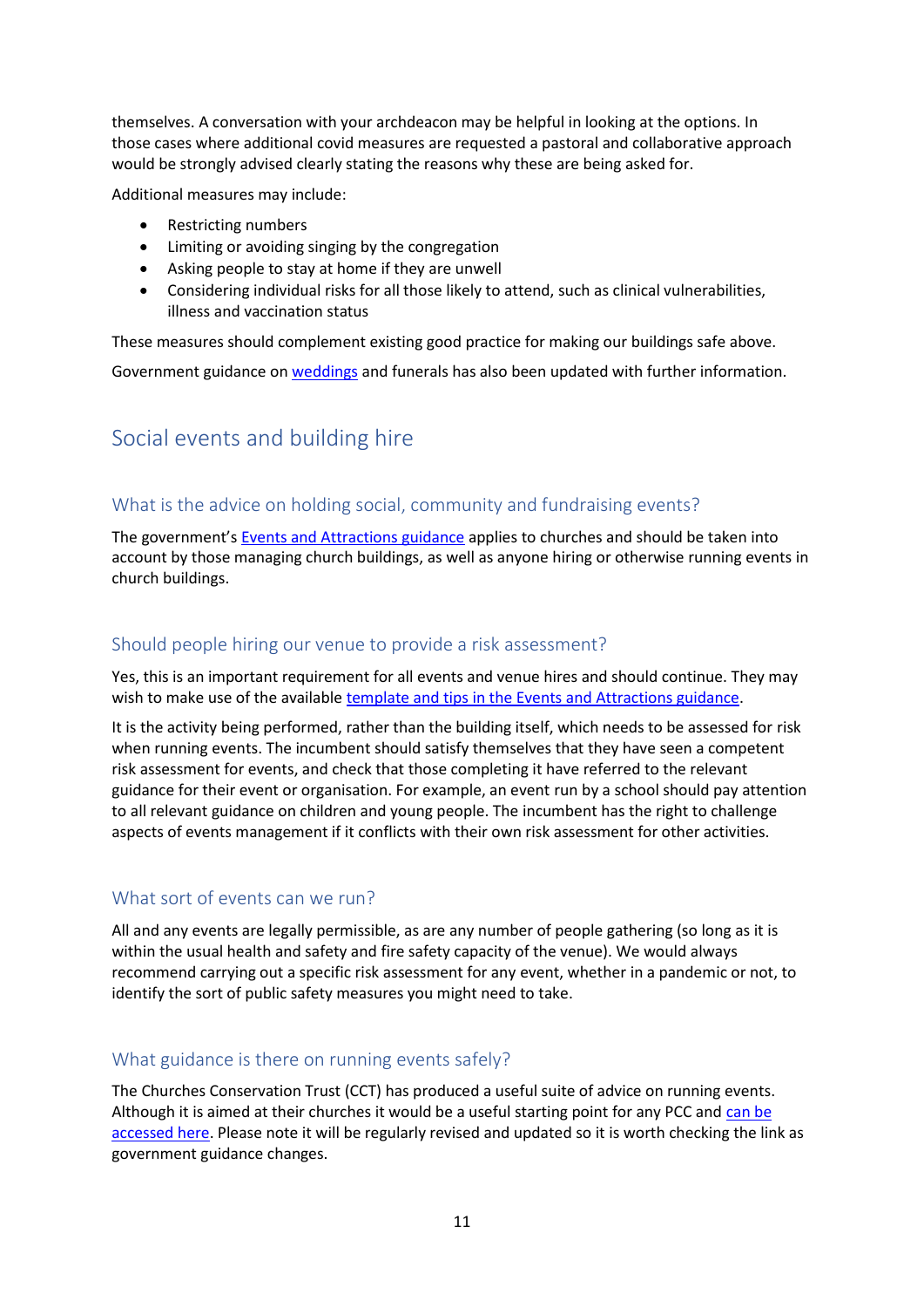themselves. A conversation with your archdeacon may be helpful in looking at the options. In those cases where additional covid measures are requested a pastoral and collaborative approach would be strongly advised clearly stating the reasons why these are being asked for.

Additional measures may include:

- Restricting numbers
- Limiting or avoiding singing by the congregation
- Asking people to stay at home if they are unwell
- Considering individual risks for all those likely to attend, such as clinical vulnerabilities, illness and vaccination status

These measures should complement existing good practice for making our buildings safe above.

Government guidance on weddings and funerals has also been updated with further information.

## Social events and building hire

### What is the advice on holding social, community and fundraising events?

The government's Events and Attractions guidance applies to churches and should be taken into account by those managing church buildings, as well as anyone hiring or otherwise running events in church buildings.

### Should people hiring our venue to provide a risk assessment?

Yes, this is an important requirement for all events and venue hires and should continue. They may wish to make use of the available template and tips in the Events and Attractions guidance.

It is the activity being performed, rather than the building itself, which needs to be assessed for risk when running events. The incumbent should satisfy themselves that they have seen a competent risk assessment for events, and check that those completing it have referred to the relevant guidance for their event or organisation. For example, an event run by a school should pay attention to all relevant guidance on children and young people. The incumbent has the right to challenge aspects of events management if it conflicts with their own risk assessment for other activities.

### What sort of events can we run?

All and any events are legally permissible, as are any number of people gathering (so long as it is within the usual health and safety and fire safety capacity of the venue). We would always recommend carrying out a specific risk assessment for any event, whether in a pandemic or not, to identify the sort of public safety measures you might need to take.

### What guidance is there on running events safely?

The Churches Conservation Trust (CCT) has produced a useful suite of advice on running events. Although it is aimed at their churches it would be a useful starting point for any PCC and can be accessed here. Please note it will be regularly revised and updated so it is worth checking the link as government guidance changes.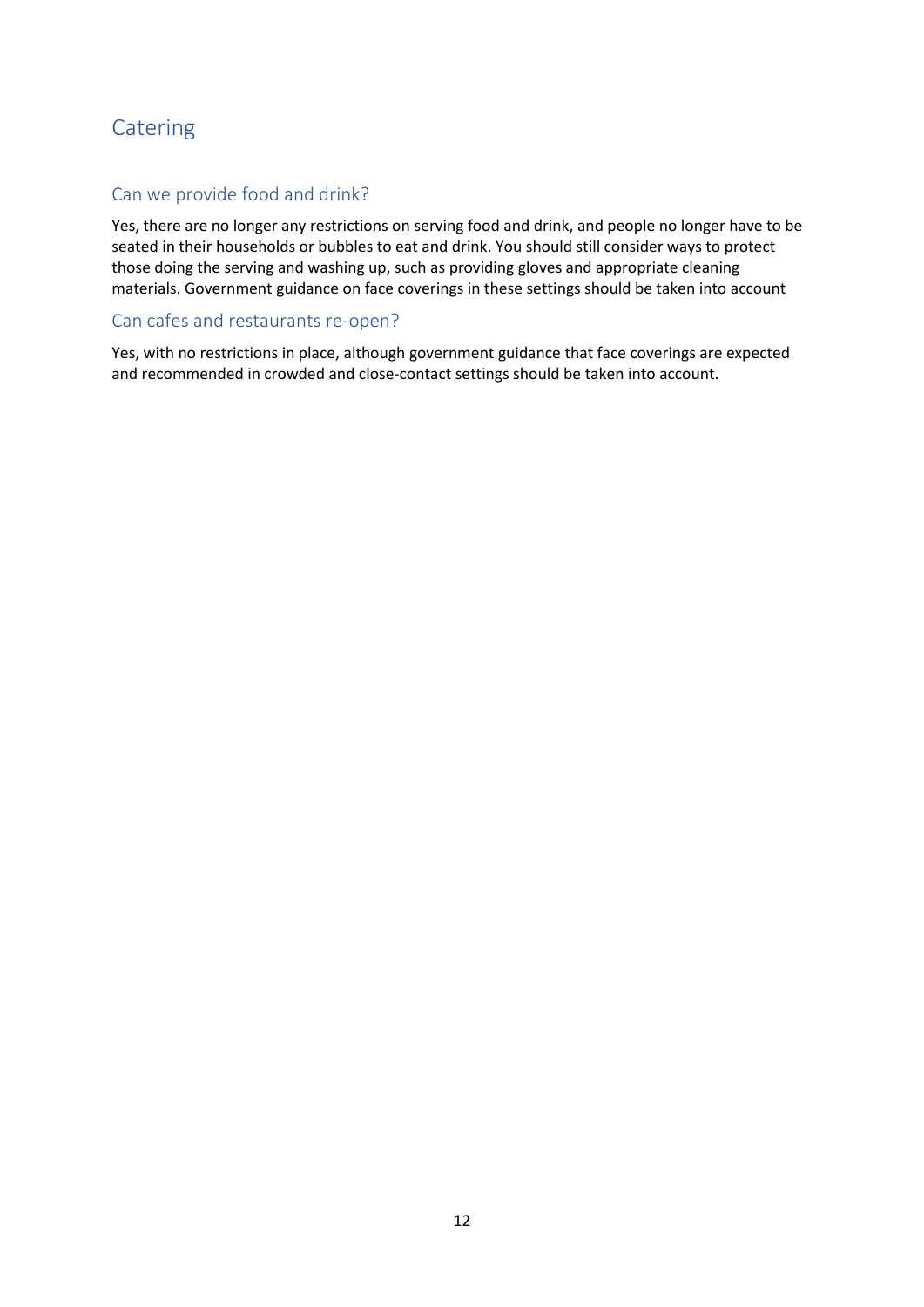## Catering

### Can we provide food and drink?

Yes, there are no longer any restrictions on serving food and drink, and people no longer have to be seated in their households or bubbles to eat and drink. You should still consider ways to protect those doing the serving and washing up, such as providing gloves and appropriate cleaning materials. Government guidance on face coverings in these settings should be taken into account

### Can cafes and restaurants re-open?

Yes, with no restrictions in place, although government guidance that face coverings are expected and recommended in crowded and close-contact settings should be taken into account.